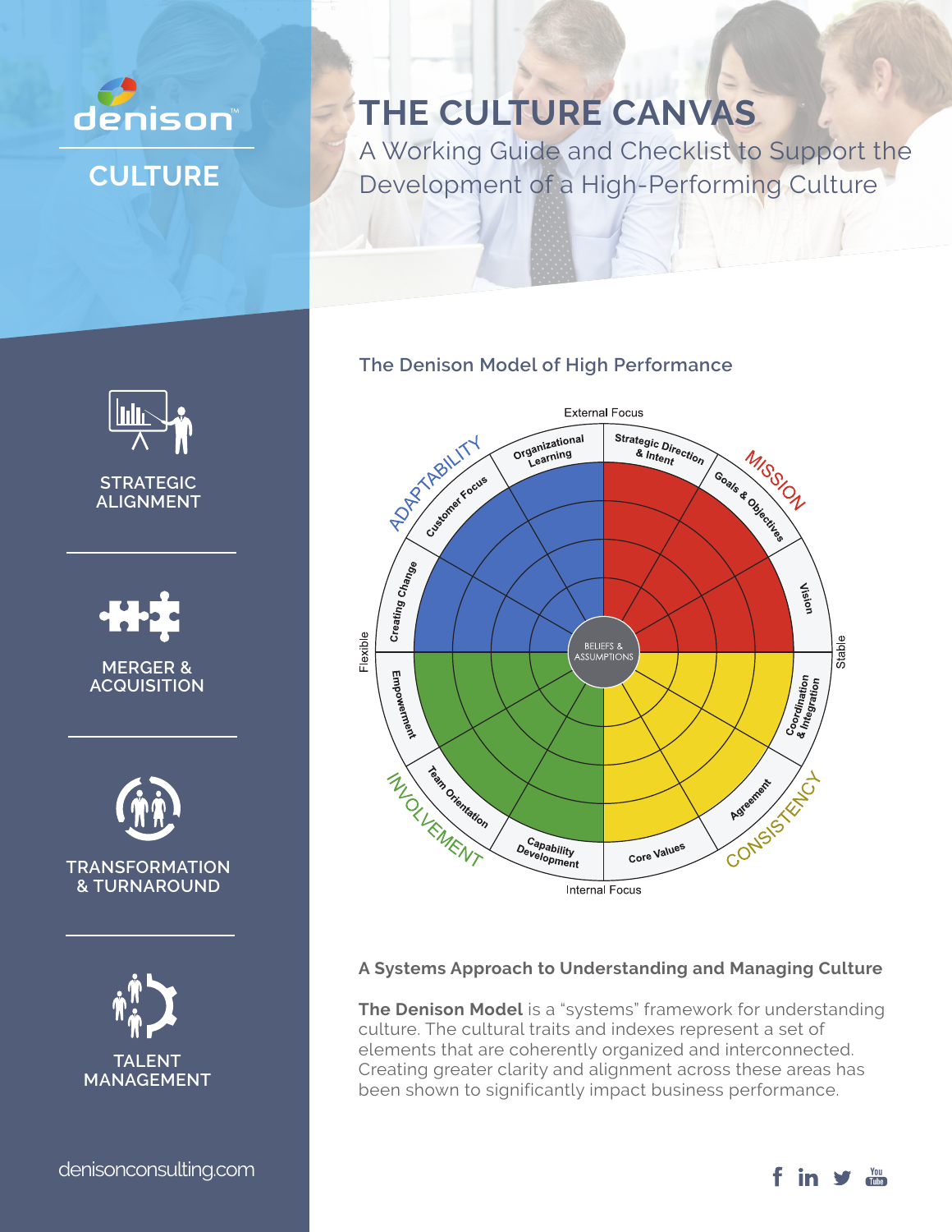denison

CULTURE

# THE CULTURE CANVAS

## A Working Guide and Checklist to Support the Development of a High-Performing Culture

STRATEGIC ALIGNMENT

MERGER & ACQUISITION

TRANSFORMATION & TURNAROUND

TALENT MANAGEMENT

### The Denison Model of High Performance

External Focus

ADAPTABILITY: Organizational Learning, Customer Focus, Creating Change

MISSION: Strategic Direction & Intent, Goals & Objectives, Vision

CONSISTENCY: Coordination & Integration, Agreement, Core Values

INVOLVEMENT: Empowerment, Team Orientation, Capability Development

BELIEFS & ASSUMPTIONS

Flexible — Stable

Internal Focus

### A Systems Approach to Understanding and Managing Culture

**The Denison Model** is a "systems" framework for understanding culture. The cultural traits and indexes represent a set of elements that are coherently organized and interconnected. Creating greater clarity and alignment across these areas has been shown to significantly impact business performance.

denisonconsulting.com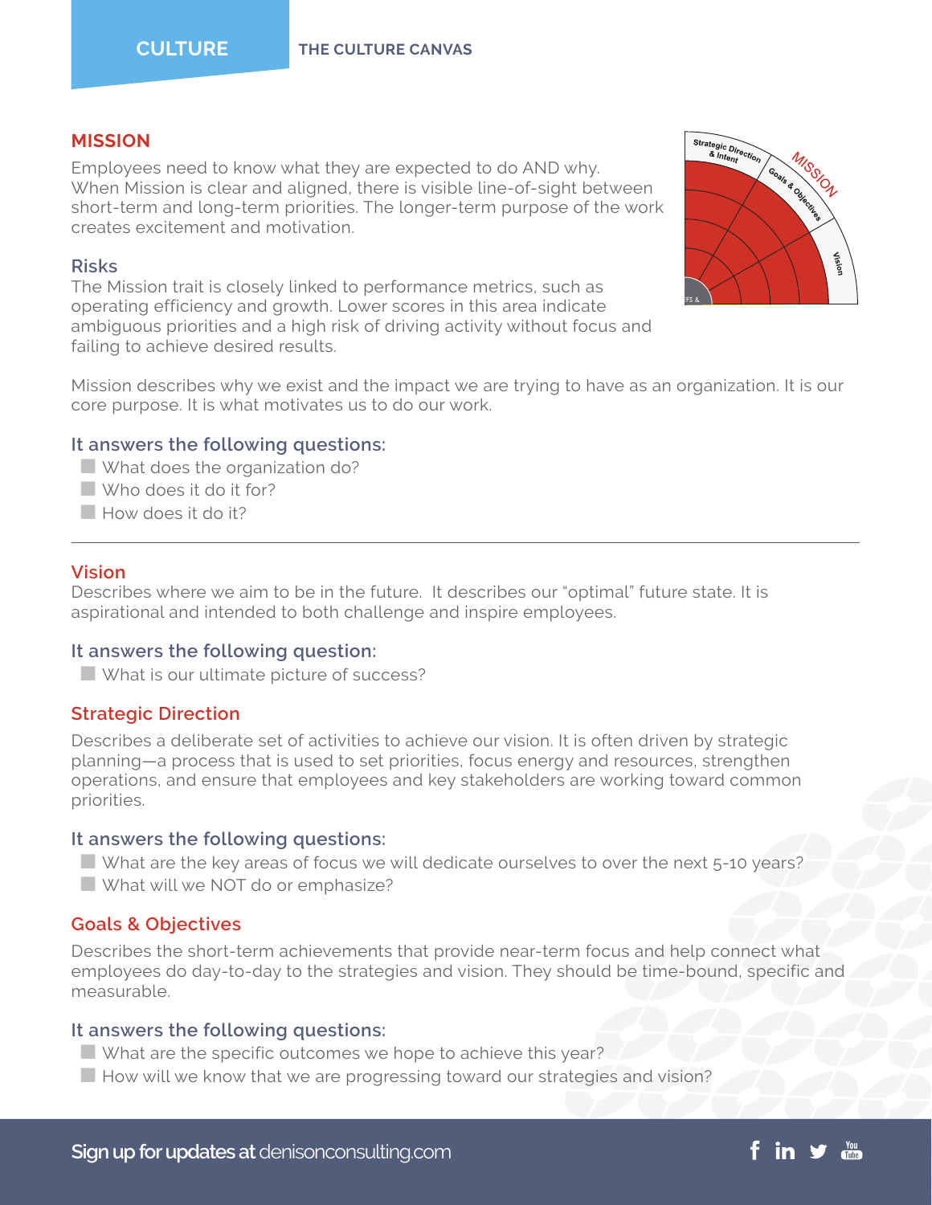## MISSION

Employees need to know what they are expected to do AND why. When Mission is clear and aligned, there is visible line-of-sight between short-term and long-term priorities. The longer-term purpose of the work creates excitement and motivation.

### Risks

The Mission trait is closely linked to performance metrics, such as operating efficiency and growth. Lower scores in this area indicate ambiguous priorities and a high risk of driving activity without focus and failing to achieve desired results.

Mission describes why we exist and the impact we are trying to have as an organization. It is our core purpose. It is what motivates us to do our work.

### It answers the following questions:

- What does the organization do?
- Who does it do it for?
- How does it do it?

---

### Vision

Describes where we aim to be in the future. It describes our "optimal" future state. It is aspirational and intended to both challenge and inspire employees.

### It answers the following question:

- What is our ultimate picture of success?

### Strategic Direction

Describes a deliberate set of activities to achieve our vision. It is often driven by strategic planning—a process that is used to set priorities, focus energy and resources, strengthen operations, and ensure that employees and key stakeholders are working toward common priorities.

### It answers the following questions:

- What are the key areas of focus we will dedicate ourselves to over the next 5-10 years?
- What will we NOT do or emphasize?

### Goals & Objectives

Describes the short-term achievements that provide near-term focus and help connect what employees do day-to-day to the strategies and vision. They should be time-bound, specific and measurable.

### It answers the following questions:

- What are the specific outcomes we hope to achieve this year?
- How will we know that we are progressing toward our strategies and vision?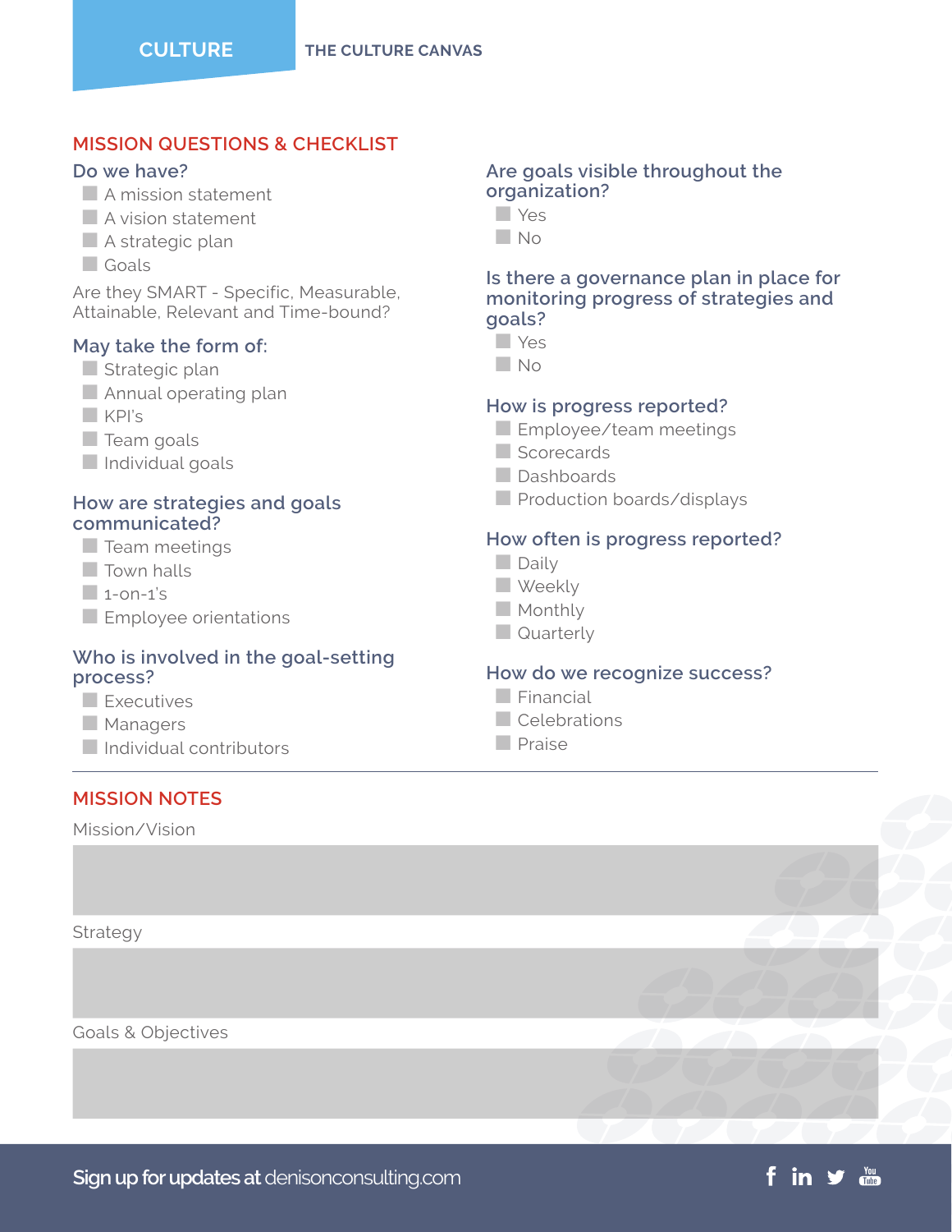CULTURE

THE CULTURE CANVAS

## MISSION QUESTIONS & CHECKLIST

### Do we have?

- A mission statement
- A vision statement
- A strategic plan
- Goals

Are they SMART - Specific, Measurable, Attainable, Relevant and Time-bound?

### May take the form of:

- Strategic plan
- Annual operating plan
- KPI's
- Team goals
- Individual goals

### How are strategies and goals communicated?

- Team meetings
- Town halls
- 1-on-1's
- Employee orientations

### Who is involved in the goal-setting process?

- Executives
- Managers
- Individual contributors

### Are goals visible throughout the organization?

- Yes
- No

### Is there a governance plan in place for monitoring progress of strategies and goals?

- Yes
- No

### How is progress reported?

- Employee/team meetings
- Scorecards
- Dashboards
- Production boards/displays

### How often is progress reported?

- Daily
- Weekly
- Monthly
- Quarterly

### How do we recognize success?

- Financial
- Celebrations
- Praise

---

## MISSION NOTES

Mission/Vision

Strategy

Goals & Objectives

**Sign up for updates at** denisonconsulting.com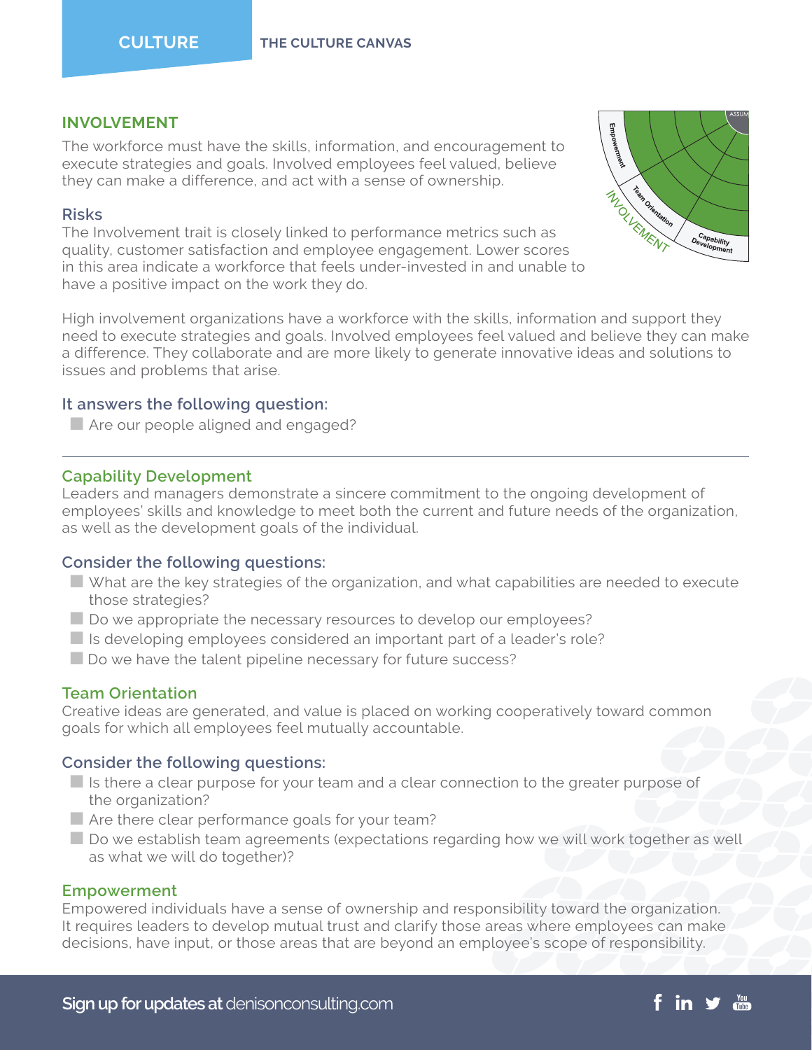## INVOLVEMENT

The workforce must have the skills, information, and encouragement to execute strategies and goals. Involved employees feel valued, believe they can make a difference, and act with a sense of ownership.

### Risks

The Involvement trait is closely linked to performance metrics such as quality, customer satisfaction and employee engagement. Lower scores in this area indicate a workforce that feels under-invested in and unable to have a positive impact on the work they do.

High involvement organizations have a workforce with the skills, information and support they need to execute strategies and goals. Involved employees feel valued and believe they can make a difference. They collaborate and are more likely to generate innovative ideas and solutions to issues and problems that arise.

### It answers the following question:

- Are our people aligned and engaged?

---

### Capability Development

Leaders and managers demonstrate a sincere commitment to the ongoing development of employees' skills and knowledge to meet both the current and future needs of the organization, as well as the development goals of the individual.

### Consider the following questions:

- What are the key strategies of the organization, and what capabilities are needed to execute those strategies?
- Do we appropriate the necessary resources to develop our employees?
- Is developing employees considered an important part of a leader's role?
- Do we have the talent pipeline necessary for future success?

### Team Orientation

Creative ideas are generated, and value is placed on working cooperatively toward common goals for which all employees feel mutually accountable.

### Consider the following questions:

- Is there a clear purpose for your team and a clear connection to the greater purpose of the organization?
- Are there clear performance goals for your team?
- Do we establish team agreements (expectations regarding how we will work together as well as what we will do together)?

### Empowerment

Empowered individuals have a sense of ownership and responsibility toward the organization. It requires leaders to develop mutual trust and clarify those areas where employees can make decisions, have input, or those areas that are beyond an employee's scope of responsibility.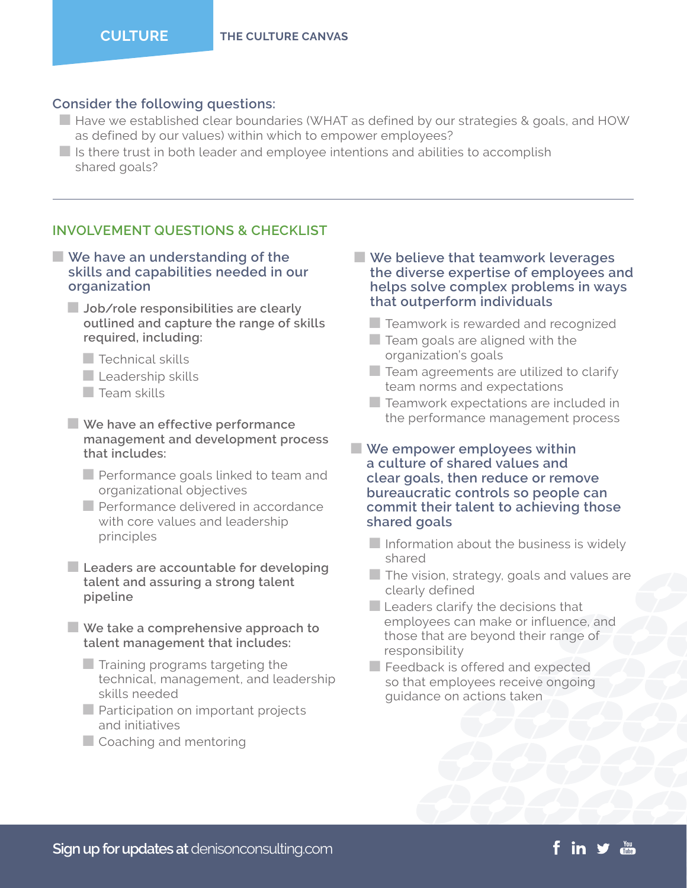### Consider the following questions:

- Have we established clear boundaries (WHAT as defined by our strategies & goals, and HOW as defined by our values) within which to empower employees?
- Is there trust in both leader and employee intentions and abilities to accomplish shared goals?

---

## INVOLVEMENT QUESTIONS & CHECKLIST

- **We have an understanding of the skills and capabilities needed in our organization**
  - **Job/role responsibilities are clearly outlined and capture the range of skills required, including:**
    - Technical skills
    - Leadership skills
    - Team skills
  - **We have an effective performance management and development process that includes:**
    - Performance goals linked to team and organizational objectives
    - Performance delivered in accordance with core values and leadership principles
  - **Leaders are accountable for developing talent and assuring a strong talent pipeline**
  - **We take a comprehensive approach to talent management that includes:**
    - Training programs targeting the technical, management, and leadership skills needed
    - Participation on important projects and initiatives
    - Coaching and mentoring

- **We believe that teamwork leverages the diverse expertise of employees and helps solve complex problems in ways that outperform individuals**
  - Teamwork is rewarded and recognized
  - Team goals are aligned with the organization's goals
  - Team agreements are utilized to clarify team norms and expectations
  - Teamwork expectations are included in the performance management process

- **We empower employees within a culture of shared values and clear goals, then reduce or remove bureaucratic controls so people can commit their talent to achieving those shared goals**
  - Information about the business is widely shared
  - The vision, strategy, goals and values are clearly defined
  - Leaders clarify the decisions that employees can make or influence, and those that are beyond their range of responsibility
  - Feedback is offered and expected so that employees receive ongoing guidance on actions taken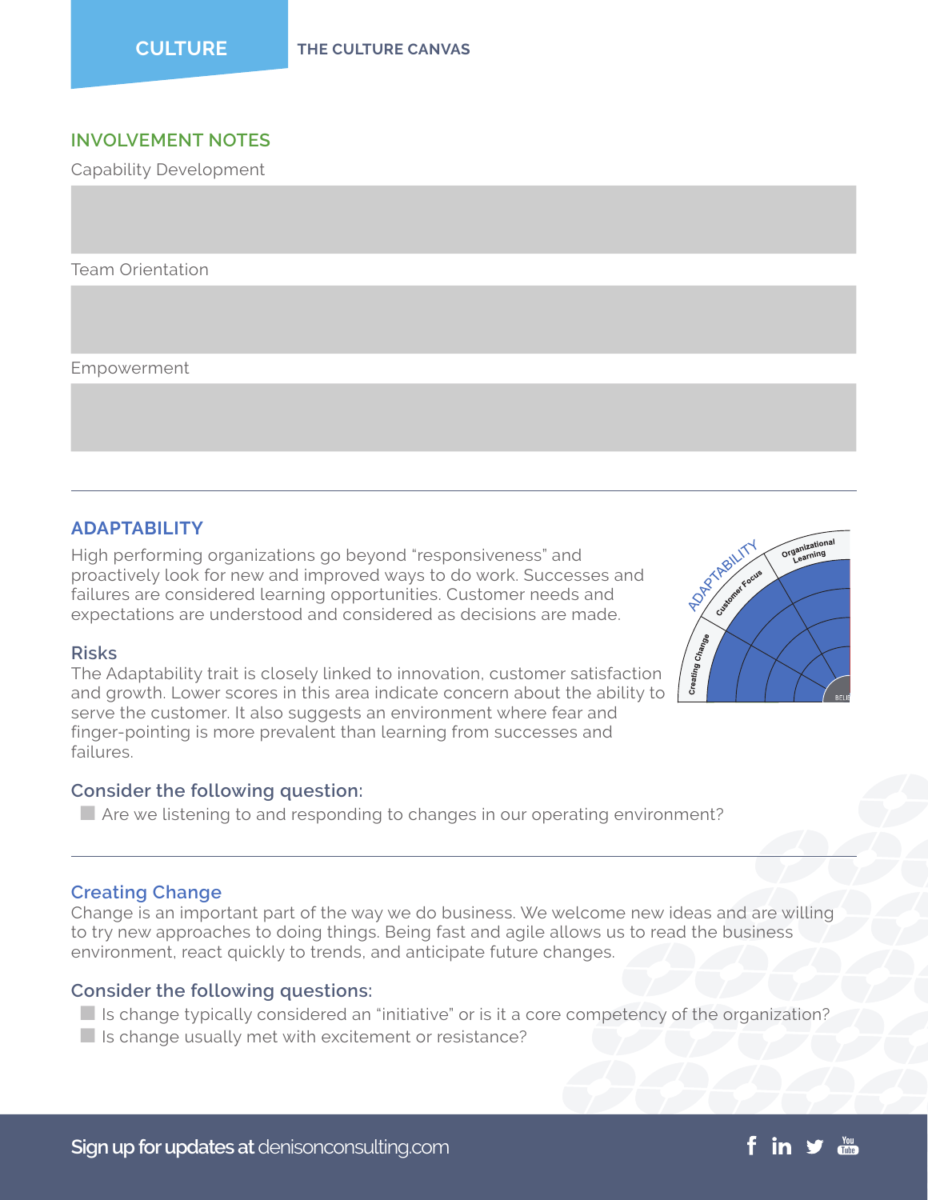## INVOLVEMENT NOTES

Capability Development

Team Orientation

Empowerment

---

## ADAPTABILITY

High performing organizations go beyond "responsiveness" and proactively look for new and improved ways to do work. Successes and failures are considered learning opportunities. Customer needs and expectations are understood and considered as decisions are made.

### Risks

The Adaptability trait is closely linked to innovation, customer satisfaction and growth. Lower scores in this area indicate concern about the ability to serve the customer. It also suggests an environment where fear and finger-pointing is more prevalent than learning from successes and failures.

### Consider the following question:

- Are we listening to and responding to changes in our operating environment?

---

### Creating Change

Change is an important part of the way we do business. We welcome new ideas and are willing to try new approaches to doing things. Being fast and agile allows us to read the business environment, react quickly to trends, and anticipate future changes.

### Consider the following questions:

- Is change typically considered an "initiative" or is it a core competency of the organization?
- Is change usually met with excitement or resistance?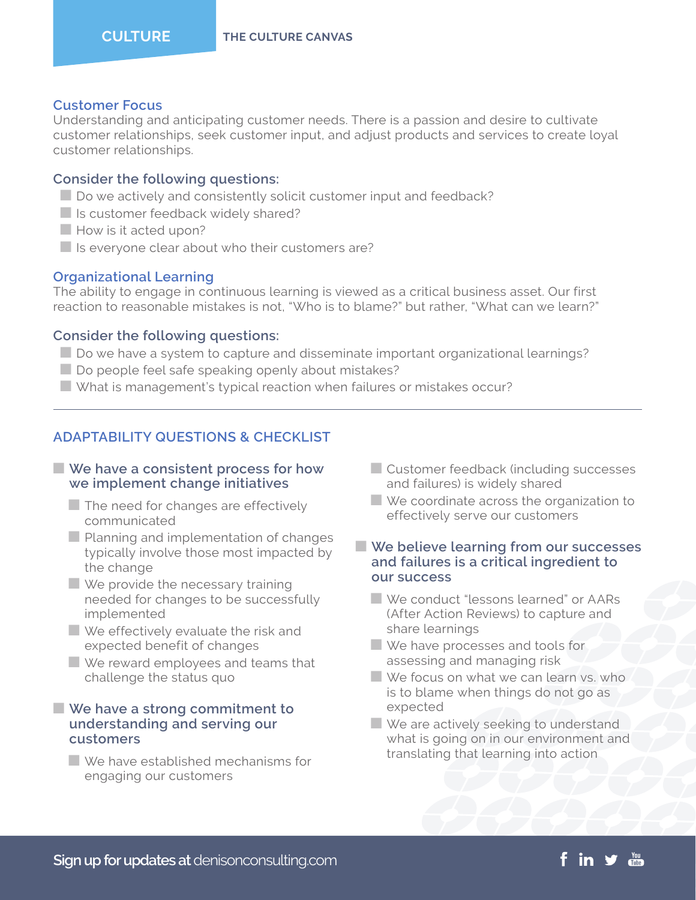### Customer Focus

Understanding and anticipating customer needs. There is a passion and desire to cultivate customer relationships, seek customer input, and adjust products and services to create loyal customer relationships.

#### Consider the following questions:

- Do we actively and consistently solicit customer input and feedback?
- Is customer feedback widely shared?
- How is it acted upon?
- Is everyone clear about who their customers are?

### Organizational Learning

The ability to engage in continuous learning is viewed as a critical business asset. Our first reaction to reasonable mistakes is not, "Who is to blame?" but rather, "What can we learn?"

#### Consider the following questions:

- Do we have a system to capture and disseminate important organizational learnings?
- Do people feel safe speaking openly about mistakes?
- What is management's typical reaction when failures or mistakes occur?

---

## ADAPTABILITY QUESTIONS & CHECKLIST

- **We have a consistent process for how we implement change initiatives**
  - The need for changes are effectively communicated
  - Planning and implementation of changes typically involve those most impacted by the change
  - We provide the necessary training needed for changes to be successfully implemented
  - We effectively evaluate the risk and expected benefit of changes
  - We reward employees and teams that challenge the status quo
- **We have a strong commitment to understanding and serving our customers**
  - We have established mechanisms for engaging our customers
  - Customer feedback (including successes and failures) is widely shared
  - We coordinate across the organization to effectively serve our customers
- **We believe learning from our successes and failures is a critical ingredient to our success**
  - We conduct "lessons learned" or AARs (After Action Reviews) to capture and share learnings
  - We have processes and tools for assessing and managing risk
  - We focus on what we can learn vs. who is to blame when things do not go as expected
  - We are actively seeking to understand what is going on in our environment and translating that learning into action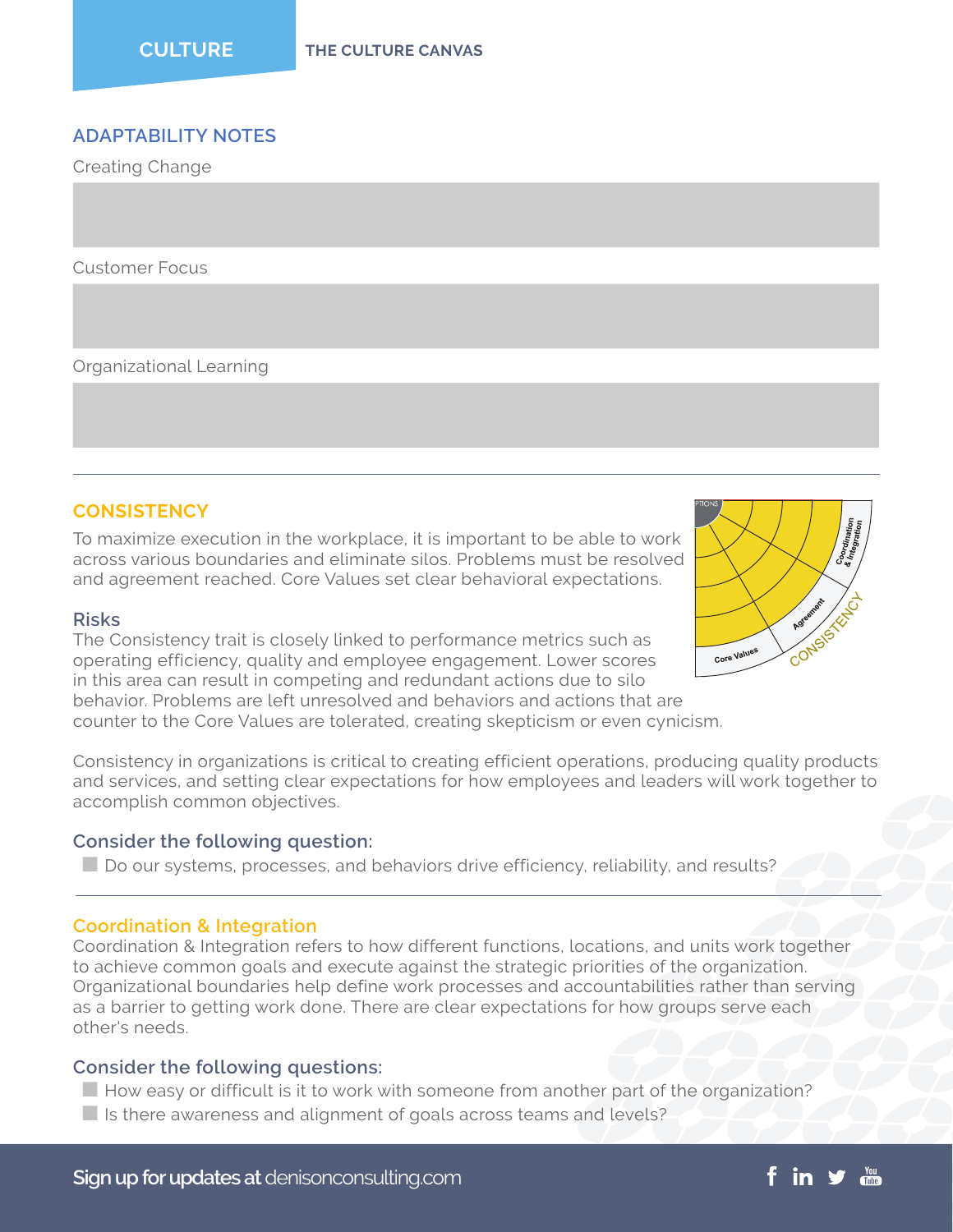## ADAPTABILITY NOTES

Creating Change

Customer Focus

Organizational Learning

---

## CONSISTENCY

To maximize execution in the workplace, it is important to be able to work across various boundaries and eliminate silos. Problems must be resolved and agreement reached. Core Values set clear behavioral expectations.

### Risks

The Consistency trait is closely linked to performance metrics such as operating efficiency, quality and employee engagement. Lower scores in this area can result in competing and redundant actions due to silo behavior. Problems are left unresolved and behaviors and actions that are counter to the Core Values are tolerated, creating skepticism or even cynicism.

Consistency in organizations is critical to creating efficient operations, producing quality products and services, and setting clear expectations for how employees and leaders will work together to accomplish common objectives.

### Consider the following question:

- Do our systems, processes, and behaviors drive efficiency, reliability, and results?

---

### Coordination & Integration

Coordination & Integration refers to how different functions, locations, and units work together to achieve common goals and execute against the strategic priorities of the organization. Organizational boundaries help define work processes and accountabilities rather than serving as a barrier to getting work done. There are clear expectations for how groups serve each other's needs.

### Consider the following questions:

- How easy or difficult is it to work with someone from another part of the organization?
- Is there awareness and alignment of goals across teams and levels?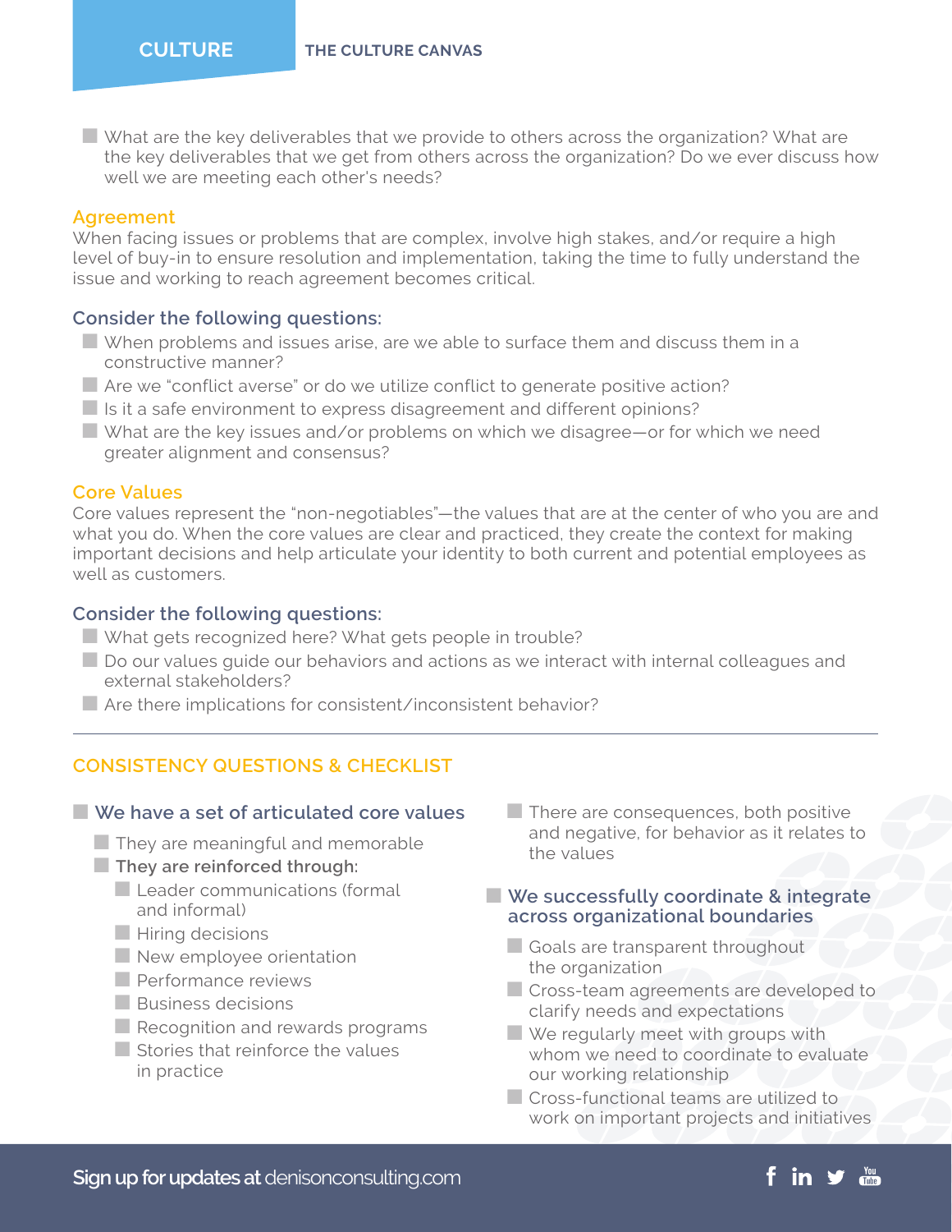- What are the key deliverables that we provide to others across the organization? What are the key deliverables that we get from others across the organization? Do we ever discuss how well we are meeting each other's needs?

### Agreement

When facing issues or problems that are complex, involve high stakes, and/or require a high level of buy-in to ensure resolution and implementation, taking the time to fully understand the issue and working to reach agreement becomes critical.

#### Consider the following questions:

- When problems and issues arise, are we able to surface them and discuss them in a constructive manner?
- Are we "conflict averse" or do we utilize conflict to generate positive action?
- Is it a safe environment to express disagreement and different opinions?
- What are the key issues and/or problems on which we disagree—or for which we need greater alignment and consensus?

### Core Values

Core values represent the "non-negotiables"—the values that are at the center of who you are and what you do. When the core values are clear and practiced, they create the context for making important decisions and help articulate your identity to both current and potential employees as well as customers.

#### Consider the following questions:

- What gets recognized here? What gets people in trouble?
- Do our values guide our behaviors and actions as we interact with internal colleagues and external stakeholders?
- Are there implications for consistent/inconsistent behavior?

---

## CONSISTENCY QUESTIONS & CHECKLIST

- **We have a set of articulated core values**
  - They are meaningful and memorable
  - **They are reinforced through:**
    - Leader communications (formal and informal)
    - Hiring decisions
    - New employee orientation
    - Performance reviews
    - Business decisions
    - Recognition and rewards programs
    - Stories that reinforce the values in practice
  - There are consequences, both positive and negative, for behavior as it relates to the values
- **We successfully coordinate & integrate across organizational boundaries**
  - Goals are transparent throughout the organization
  - Cross-team agreements are developed to clarify needs and expectations
  - We regularly meet with groups with whom we need to coordinate to evaluate our working relationship
  - Cross-functional teams are utilized to work on important projects and initiatives

**Sign up for updates at** denisonconsulting.com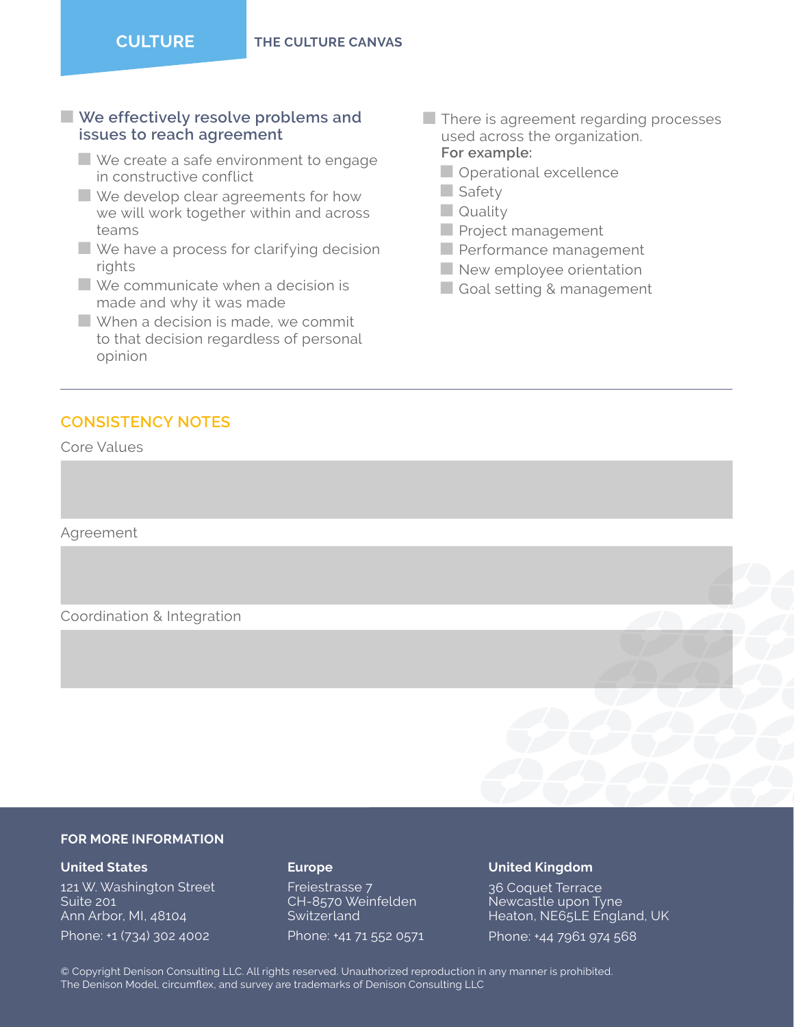- We effectively resolve problems and issues to reach agreement
  - We create a safe environment to engage in constructive conflict
  - We develop clear agreements for how we will work together within and across teams
  - We have a process for clarifying decision rights
  - We communicate when a decision is made and why it was made
  - When a decision is made, we commit to that decision regardless of personal opinion

- There is agreement regarding processes used across the organization.
  **For example:**
  - Operational excellence
  - Safety
  - Quality
  - Project management
  - Performance management
  - New employee orientation
  - Goal setting & management

---

## CONSISTENCY NOTES

Core Values

Agreement

Coordination & Integration

**FOR MORE INFORMATION**

**United States**

121 W. Washington Street
Suite 201
Ann Arbor, MI, 48104

Phone: +1 (734) 302 4002

**Europe**

Freiestrasse 7
CH-8570 Weinfelden
Switzerland

Phone: +41 71 552 0571

**United Kingdom**

36 Coquet Terrace
Newcastle upon Tyne
Heaton, NE65LE England, UK

Phone: +44 7961 974 568

© Copyright Denison Consulting LLC. All rights reserved. Unauthorized reproduction in any manner is prohibited.
The Denison Model, circumflex, and survey are trademarks of Denison Consulting LLC